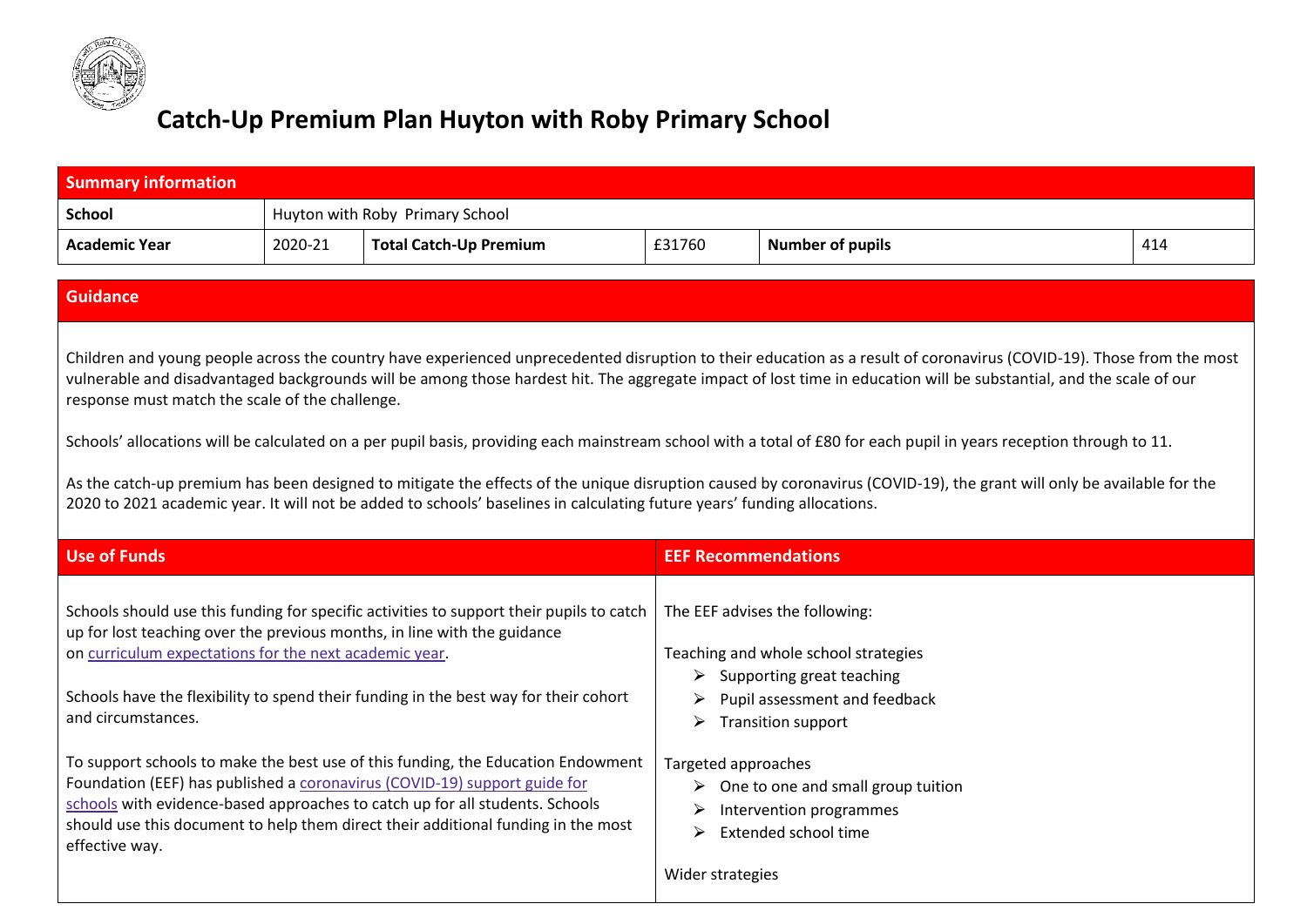# Catch-Up Premium Plan Huyton with Roby Primary School

| **Summary information** | | | | | |
|---|---|---|---|---|---|
| **School** | Huyton with Roby Primary School | | | | |
| **Academic Year** | 2020-21 | **Total Catch-Up Premium** | £31760 | **Number of pupils** | 414 |

## Guidance

Children and young people across the country have experienced unprecedented disruption to their education as a result of coronavirus (COVID-19). Those from the most vulnerable and disadvantaged backgrounds will be among those hardest hit. The aggregate impact of lost time in education will be substantial, and the scale of our response must match the scale of the challenge.

Schools' allocations will be calculated on a per pupil basis, providing each mainstream school with a total of £80 for each pupil in years reception through to 11.

As the catch-up premium has been designed to mitigate the effects of the unique disruption caused by coronavirus (COVID-19), the grant will only be available for the 2020 to 2021 academic year. It will not be added to schools' baselines in calculating future years' funding allocations.

## Use of Funds

Schools should use this funding for specific activities to support their pupils to catch up for lost teaching over the previous months, in line with the guidance on curriculum expectations for the next academic year.

Schools have the flexibility to spend their funding in the best way for their cohort and circumstances.

To support schools to make the best use of this funding, the Education Endowment Foundation (EEF) has published a coronavirus (COVID-19) support guide for schools with evidence-based approaches to catch up for all students. Schools should use this document to help them direct their additional funding in the most effective way.

## EEF Recommendations

The EEF advises the following:

Teaching and whole school strategies

- Supporting great teaching
- Pupil assessment and feedback
- Transition support

Targeted approaches

- One to one and small group tuition
- Intervention programmes
- Extended school time

Wider strategies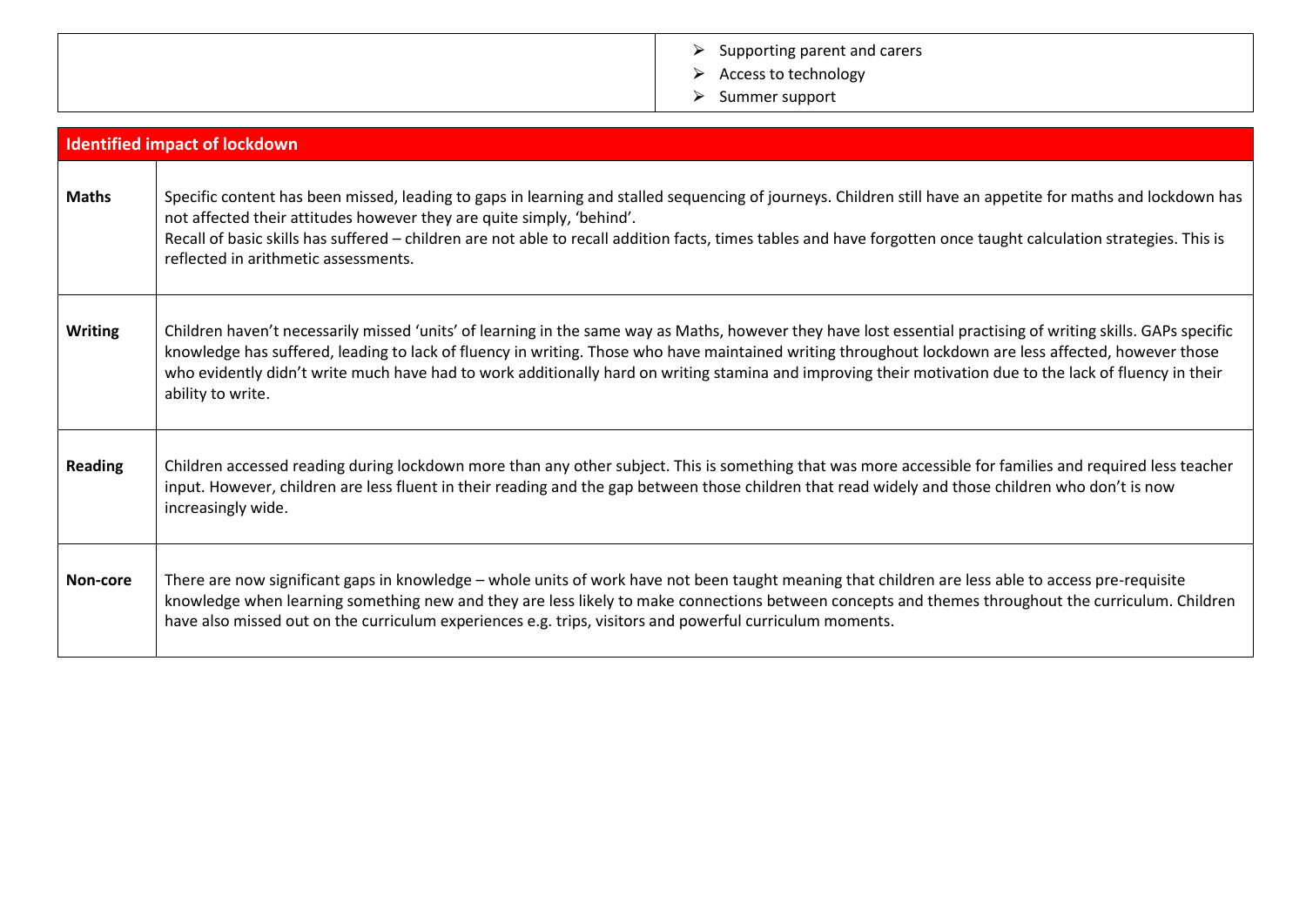| | |
|---|---|
| | ➢ Supporting parent and carers<br>➢ Access to technology<br>➢ Summer support |

| Identified impact of lockdown | |
|---|---|
| **Maths** | Specific content has been missed, leading to gaps in learning and stalled sequencing of journeys. Children still have an appetite for maths and lockdown has not affected their attitudes however they are quite simply, 'behind'.<br>Recall of basic skills has suffered – children are not able to recall addition facts, times tables and have forgotten once taught calculation strategies. This is reflected in arithmetic assessments. |
| **Writing** | Children haven't necessarily missed 'units' of learning in the same way as Maths, however they have lost essential practising of writing skills. GAPs specific knowledge has suffered, leading to lack of fluency in writing. Those who have maintained writing throughout lockdown are less affected, however those who evidently didn't write much have had to work additionally hard on writing stamina and improving their motivation due to the lack of fluency in their ability to write. |
| **Reading** | Children accessed reading during lockdown more than any other subject. This is something that was more accessible for families and required less teacher input. However, children are less fluent in their reading and the gap between those children that read widely and those children who don't is now increasingly wide. |
| **Non-core** | There are now significant gaps in knowledge – whole units of work have not been taught meaning that children are less able to access pre-requisite knowledge when learning something new and they are less likely to make connections between concepts and themes throughout the curriculum. Children have also missed out on the curriculum experiences e.g. trips, visitors and powerful curriculum moments. |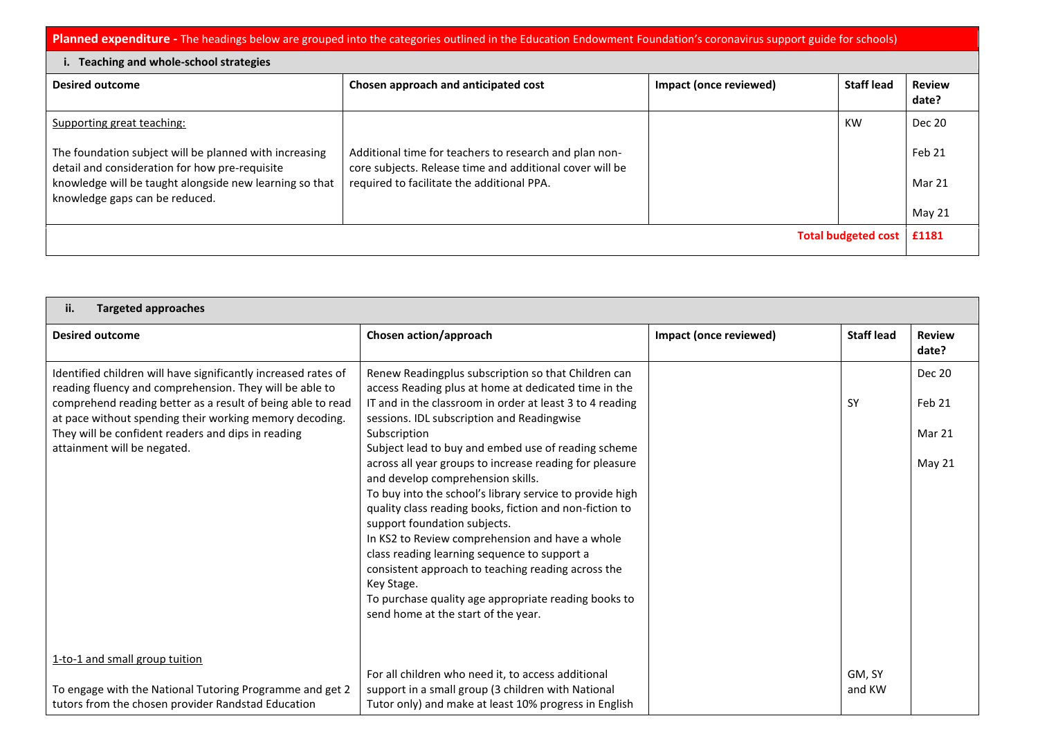**Planned expenditure -** The headings below are grouped into the categories outlined in the Education Endowment Foundation's coronavirus support guide for schools)

| i. Teaching and whole-school strategies | | | | |
|---|---|---|---|---|
| **Desired outcome** | **Chosen approach and anticipated cost** | **Impact (once reviewed)** | **Staff lead** | **Review date?** |
| Supporting great teaching:<br><br>The foundation subject will be planned with increasing detail and consideration for how pre-requisite knowledge will be taught alongside new learning so that knowledge gaps can be reduced. | Additional time for teachers to research and plan non-core subjects. Release time and additional cover will be required to facilitate the additional PPA. | | KW | Dec 20<br><br>Feb 21<br><br>Mar 21<br><br>May 21 |
| | | | **Total budgeted cost** | **£1181** |

| ii. Targeted approaches | | | | |
|---|---|---|---|---|
| **Desired outcome** | **Chosen action/approach** | **Impact (once reviewed)** | **Staff lead** | **Review date?** |
| Identified children will have significantly increased rates of reading fluency and comprehension. They will be able to comprehend reading better as a result of being able to read at pace without spending their working memory decoding. They will be confident readers and dips in reading attainment will be negated. | Renew Readingplus subscription so that Children can access Reading plus at home at dedicated time in the IT and in the classroom in order at least 3 to 4 reading sessions. IDL subscription and Readingwise Subscription<br>Subject lead to buy and embed use of reading scheme across all year groups to increase reading for pleasure and develop comprehension skills.<br>To buy into the school's library service to provide high quality class reading books, fiction and non-fiction to support foundation subjects.<br>In KS2 to Review comprehension and have a whole class reading learning sequence to support a consistent approach to teaching reading across the Key Stage.<br>To purchase quality age appropriate reading books to send home at the start of the year. | | SY | Dec 20<br><br>Feb 21<br><br>Mar 21<br><br>May 21 |
| 1-to-1 and small group tuition<br><br>To engage with the National Tutoring Programme and get 2 tutors from the chosen provider Randstad Education | For all children who need it, to access additional support in a small group (3 children with National Tutor only) and make at least 10% progress in English | | GM, SY and KW | |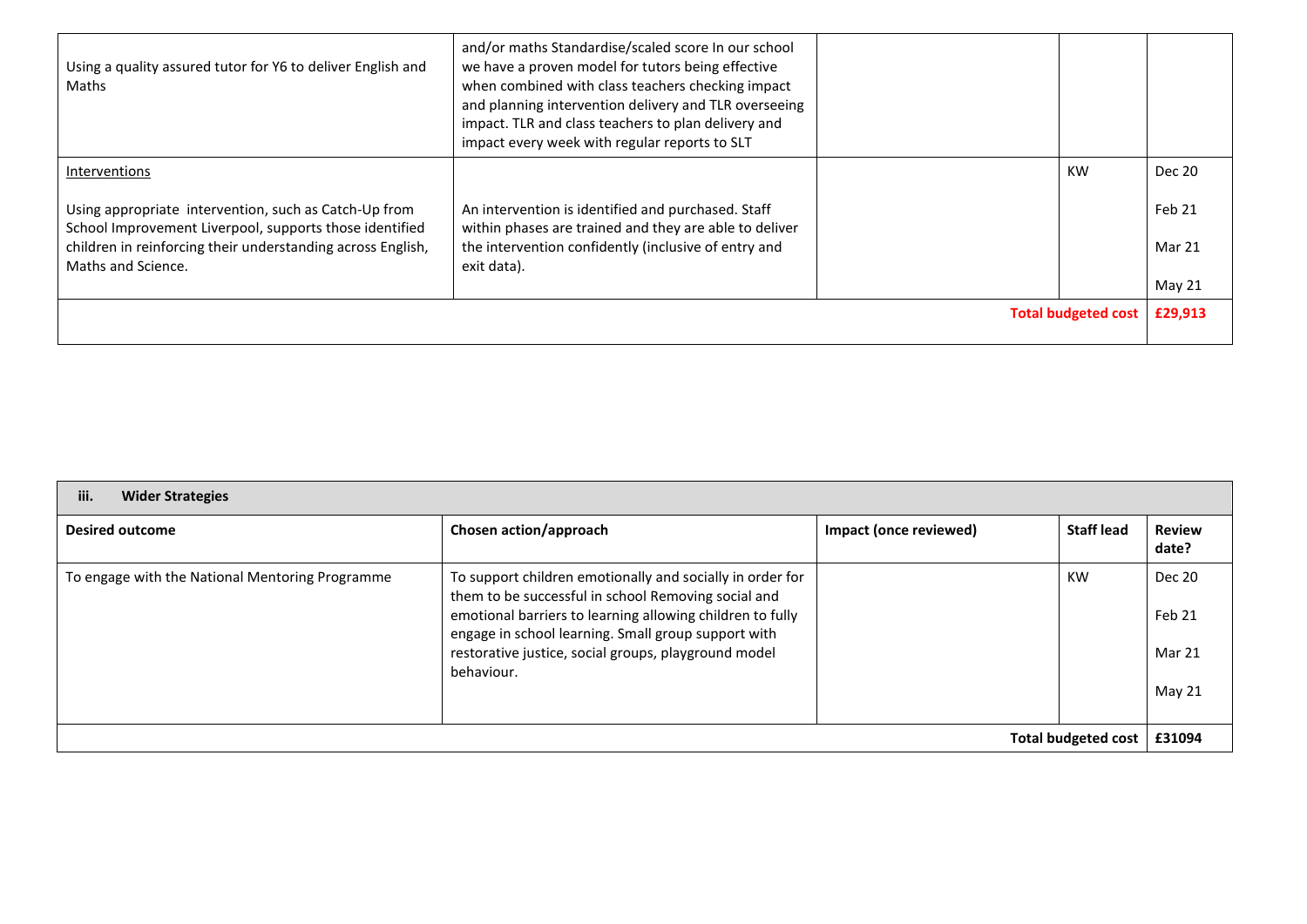| | | | | |
|---|---|---|---|---|
| Using a quality assured tutor for Y6 to deliver English and Maths | and/or maths Standardise/scaled score In our school we have a proven model for tutors being effective when combined with class teachers checking impact and planning intervention delivery and TLR overseeing impact. TLR and class teachers to plan delivery and impact every week with regular reports to SLT | | | |
| Interventions<br><br>Using appropriate intervention, such as Catch-Up from School Improvement Liverpool, supports those identified children in reinforcing their understanding across English, Maths and Science. | An intervention is identified and purchased. Staff within phases are trained and they are able to deliver the intervention confidently (inclusive of entry and exit data). | | KW | Dec 20<br><br>Feb 21<br><br>Mar 21<br><br>May 21 |
| | | | **Total budgeted cost** | **£29,913** |

| iii. **Wider Strategies** | | | | |
|---|---|---|---|---|
| **Desired outcome** | **Chosen action/approach** | **Impact (once reviewed)** | **Staff lead** | **Review date?** |
| To engage with the National Mentoring Programme | To support children emotionally and socially in order for them to be successful in school Removing social and emotional barriers to learning allowing children to fully engage in school learning. Small group support with restorative justice, social groups, playground model behaviour. | | KW | Dec 20<br><br>Feb 21<br><br>Mar 21<br><br>May 21 |
| | | | **Total budgeted cost** | **£31094** |